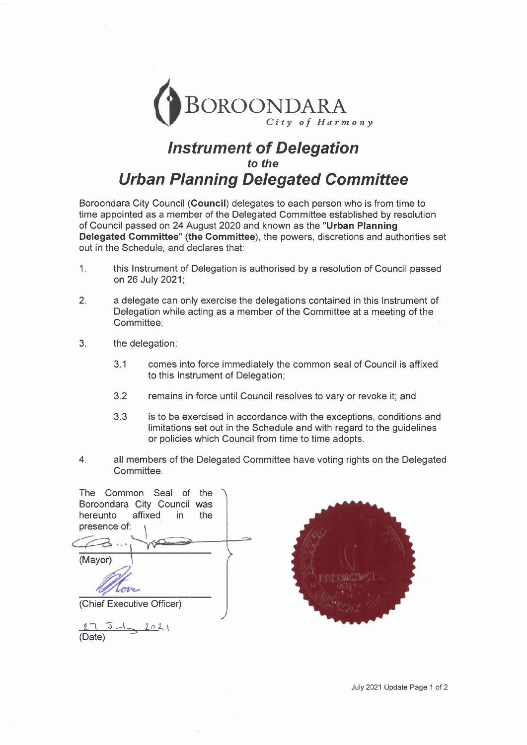BOROONDARA
*City of Harmony*

# Instrument of Delegation
### *to the*
# Urban Planning Delegated Committee

Boroondara City Council (**Council**) delegates to each person who is from time to time appointed as a member of the Delegated Committee established by resolution of Council passed on 24 August 2020 and known as the **"Urban Planning Delegated Committee" (the Committee)**, the powers, discretions and authorities set out in the Schedule, and declares that:

1. this Instrument of Delegation is authorised by a resolution of Council passed on 26 July 2021;
2. a delegate can only exercise the delegations contained in this Instrument of Delegation while acting as a member of the Committee at a meeting of the Committee;
3. the delegation:
   - 3.1 comes into force immediately the common seal of Council is affixed to this Instrument of Delegation;
   - 3.2 remains in force until Council resolves to vary or revoke it; and
   - 3.3 is to be exercised in accordance with the exceptions, conditions and limitations set out in the Schedule and with regard to the guidelines or policies which Council from time to time adopts.
4. all members of the Delegated Committee have voting rights on the Delegated Committee.

The Common Seal of the Boroondara City Council was hereunto affixed in the presence of:

(Mayor)

(Chief Executive Officer)

27 - 7 - 2021
(Date)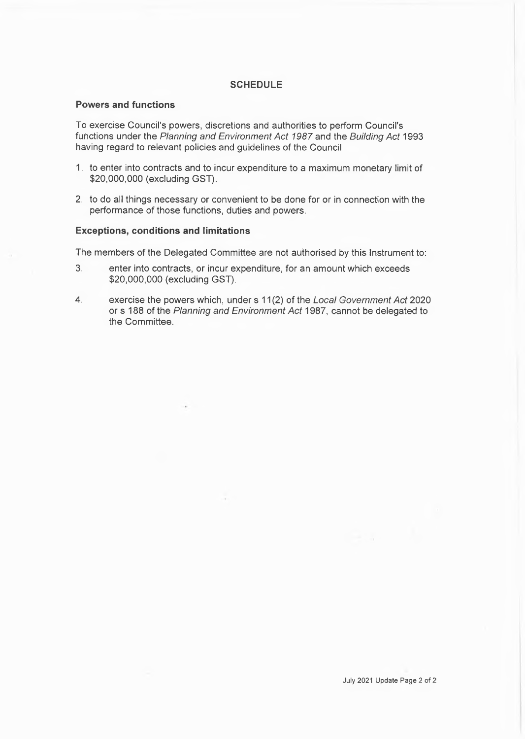## SCHEDULE

### Powers and functions

To exercise Council's powers, discretions and authorities to perform Council's functions under the *Planning and Environment Act 1987* and the *Building Act* 1993 having regard to relevant policies and guidelines of the Council

1. to enter into contracts and to incur expenditure to a maximum monetary limit of $20,000,000 (excluding GST).
2. to do all things necessary or convenient to be done for or in connection with the performance of those functions, duties and powers.

### Exceptions, conditions and limitations

The members of the Delegated Committee are not authorised by this Instrument to:

3. enter into contracts, or incur expenditure, for an amount which exceeds $20,000,000 (excluding GST).
4. exercise the powers which, under s 11(2) of the *Local Government Act* 2020 or s 188 of the *Planning and Environment Act* 1987, cannot be delegated to the Committee.